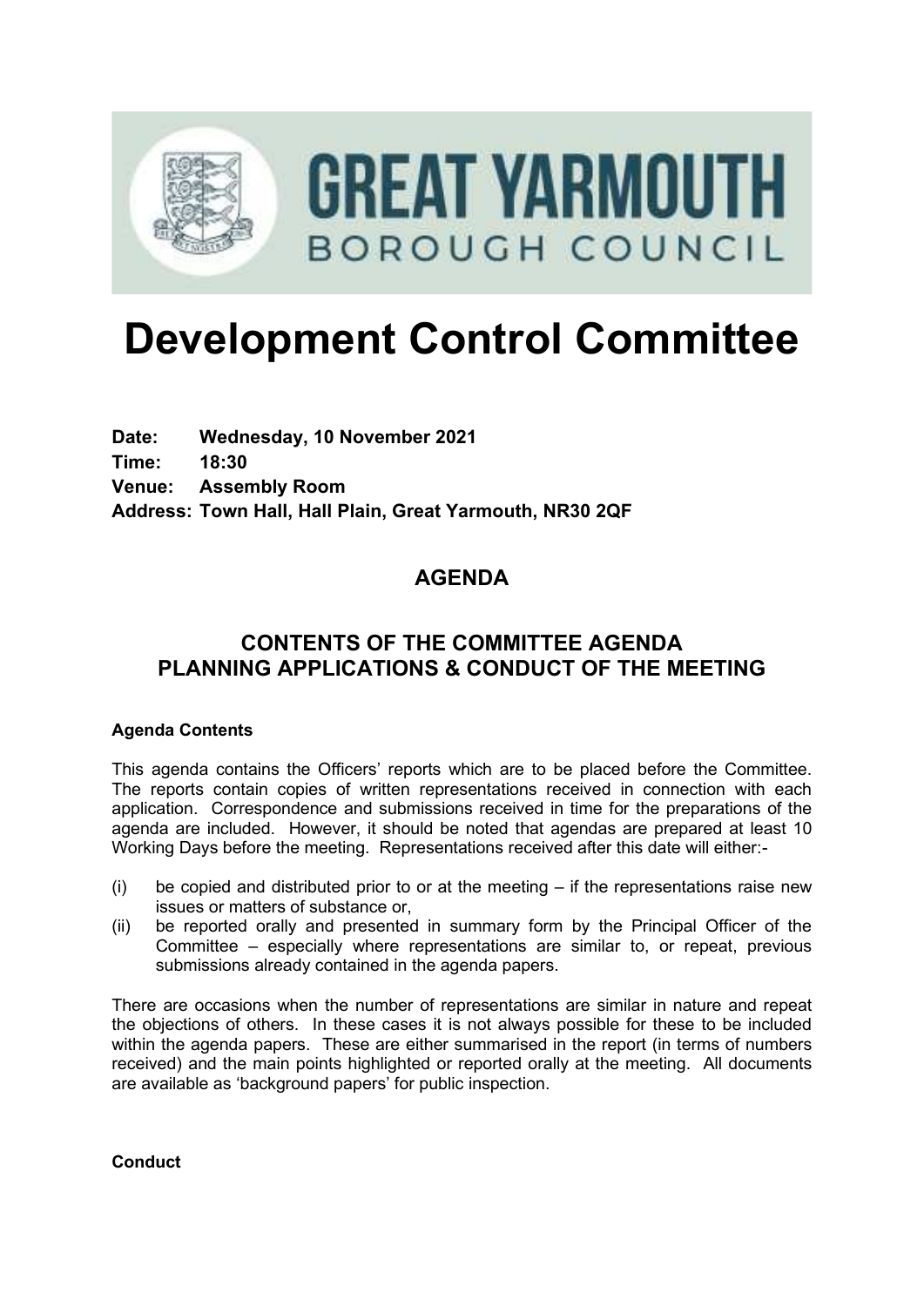GREAT YARMOUTH BOROUGH COUNCIL

# Development Control Committee

**Date:** Wednesday, 10 November 2021
**Time:** 18:30
**Venue:** Assembly Room
**Address:** Town Hall, Hall Plain, Great Yarmouth, NR30 2QF

## AGENDA

## CONTENTS OF THE COMMITTEE AGENDA PLANNING APPLICATIONS & CONDUCT OF THE MEETING

**Agenda Contents**

This agenda contains the Officers' reports which are to be placed before the Committee. The reports contain copies of written representations received in connection with each application. Correspondence and submissions received in time for the preparations of the agenda are included. However, it should be noted that agendas are prepared at least 10 Working Days before the meeting. Representations received after this date will either:-

(i) be copied and distributed prior to or at the meeting – if the representations raise new issues or matters of substance or,

(ii) be reported orally and presented in summary form by the Principal Officer of the Committee – especially where representations are similar to, or repeat, previous submissions already contained in the agenda papers.

There are occasions when the number of representations are similar in nature and repeat the objections of others. In these cases it is not always possible for these to be included within the agenda papers. These are either summarised in the report (in terms of numbers received) and the main points highlighted or reported orally at the meeting. All documents are available as 'background papers' for public inspection.

**Conduct**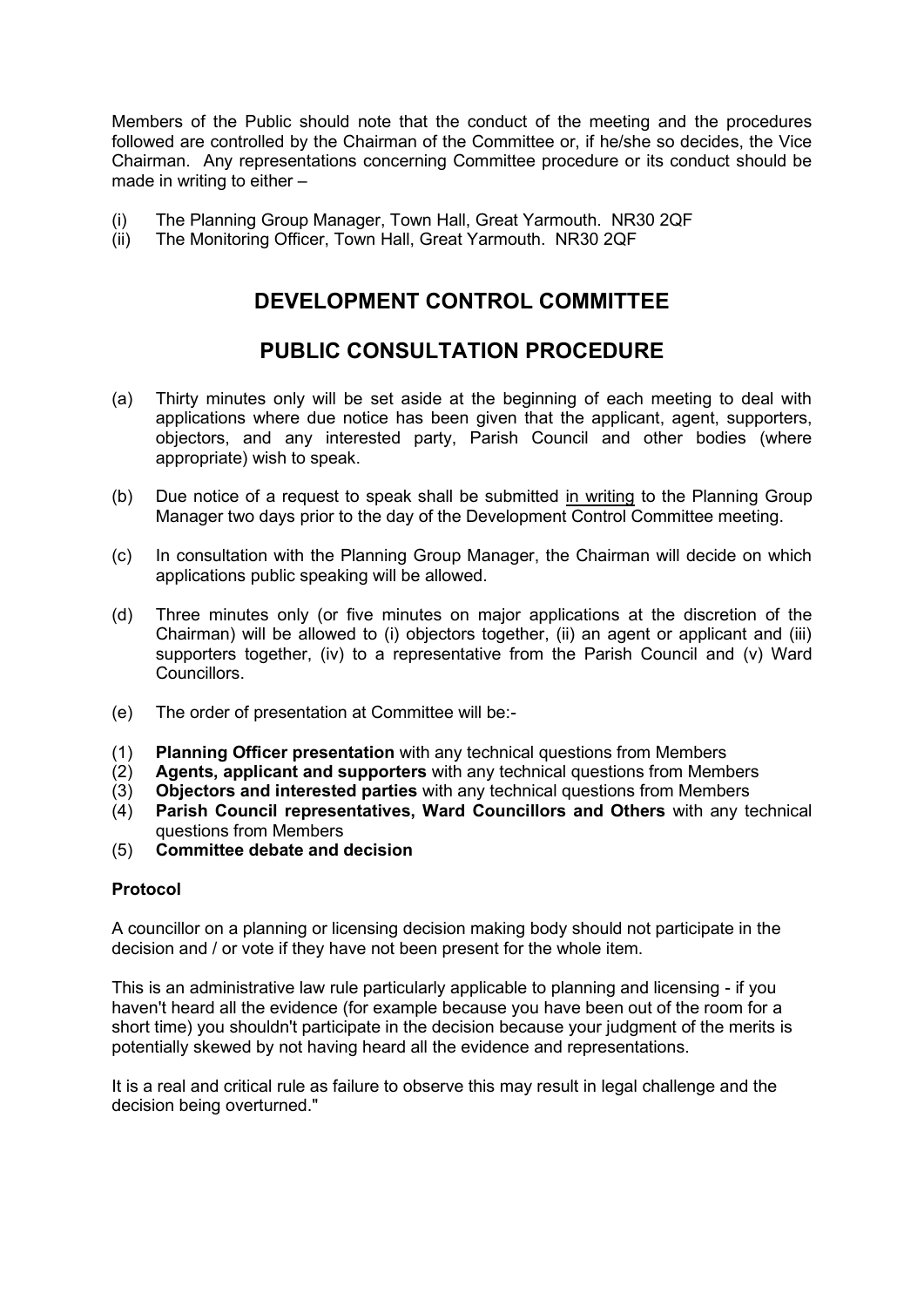Members of the Public should note that the conduct of the meeting and the procedures followed are controlled by the Chairman of the Committee or, if he/she so decides, the Vice Chairman. Any representations concerning Committee procedure or its conduct should be made in writing to either –

(i) The Planning Group Manager, Town Hall, Great Yarmouth. NR30 2QF
(ii) The Monitoring Officer, Town Hall, Great Yarmouth. NR30 2QF

## DEVELOPMENT CONTROL COMMITTEE

## PUBLIC CONSULTATION PROCEDURE

(a) Thirty minutes only will be set aside at the beginning of each meeting to deal with applications where due notice has been given that the applicant, agent, supporters, objectors, and any interested party, Parish Council and other bodies (where appropriate) wish to speak.

(b) Due notice of a request to speak shall be submitted in writing to the Planning Group Manager two days prior to the day of the Development Control Committee meeting.

(c) In consultation with the Planning Group Manager, the Chairman will decide on which applications public speaking will be allowed.

(d) Three minutes only (or five minutes on major applications at the discretion of the Chairman) will be allowed to (i) objectors together, (ii) an agent or applicant and (iii) supporters together, (iv) to a representative from the Parish Council and (v) Ward Councillors.

(e) The order of presentation at Committee will be:-

(1) **Planning Officer presentation** with any technical questions from Members
(2) **Agents, applicant and supporters** with any technical questions from Members
(3) **Objectors and interested parties** with any technical questions from Members
(4) **Parish Council representatives, Ward Councillors and Others** with any technical questions from Members
(5) **Committee debate and decision**

**Protocol**

A councillor on a planning or licensing decision making body should not participate in the decision and / or vote if they have not been present for the whole item.

This is an administrative law rule particularly applicable to planning and licensing - if you haven't heard all the evidence (for example because you have been out of the room for a short time) you shouldn't participate in the decision because your judgment of the merits is potentially skewed by not having heard all the evidence and representations.

It is a real and critical rule as failure to observe this may result in legal challenge and the decision being overturned."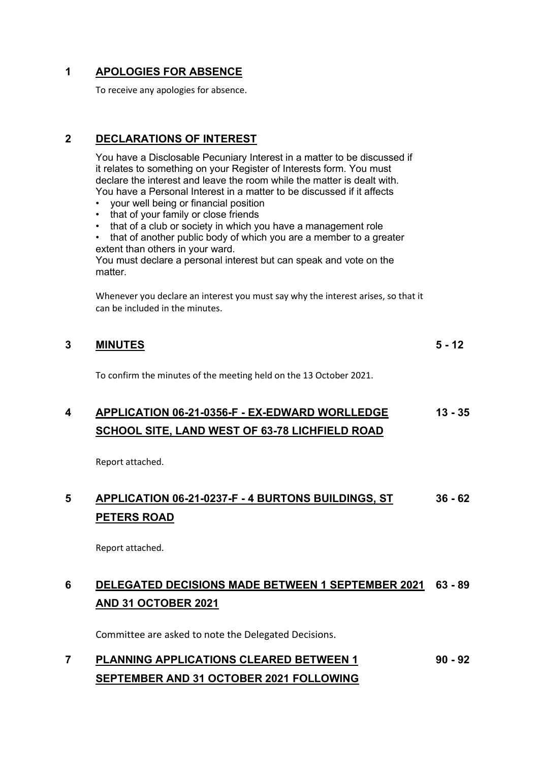## 1 APOLOGIES FOR ABSENCE

To receive any apologies for absence.

## 2 DECLARATIONS OF INTEREST

You have a Disclosable Pecuniary Interest in a matter to be discussed if it relates to something on your Register of Interests form. You must declare the interest and leave the room while the matter is dealt with. You have a Personal Interest in a matter to be discussed if it affects

- your well being or financial position
- that of your family or close friends
- that of a club or society in which you have a management role
- that of another public body of which you are a member to a greater extent than others in your ward.

You must declare a personal interest but can speak and vote on the matter.

Whenever you declare an interest you must say why the interest arises, so that it can be included in the minutes.

## 3 MINUTES — 5 - 12

To confirm the minutes of the meeting held on the 13 October 2021.

## 4 APPLICATION 06-21-0356-F - EX-EDWARD WORLLEDGE SCHOOL SITE, LAND WEST OF 63-78 LICHFIELD ROAD — 13 - 35

Report attached.

## 5 APPLICATION 06-21-0237-F - 4 BURTONS BUILDINGS, ST PETERS ROAD — 36 - 62

Report attached.

## 6 DELEGATED DECISIONS MADE BETWEEN 1 SEPTEMBER 2021 AND 31 OCTOBER 2021 — 63 - 89

Committee are asked to note the Delegated Decisions.

## 7 PLANNING APPLICATIONS CLEARED BETWEEN 1 SEPTEMBER AND 31 OCTOBER 2021 FOLLOWING — 90 - 92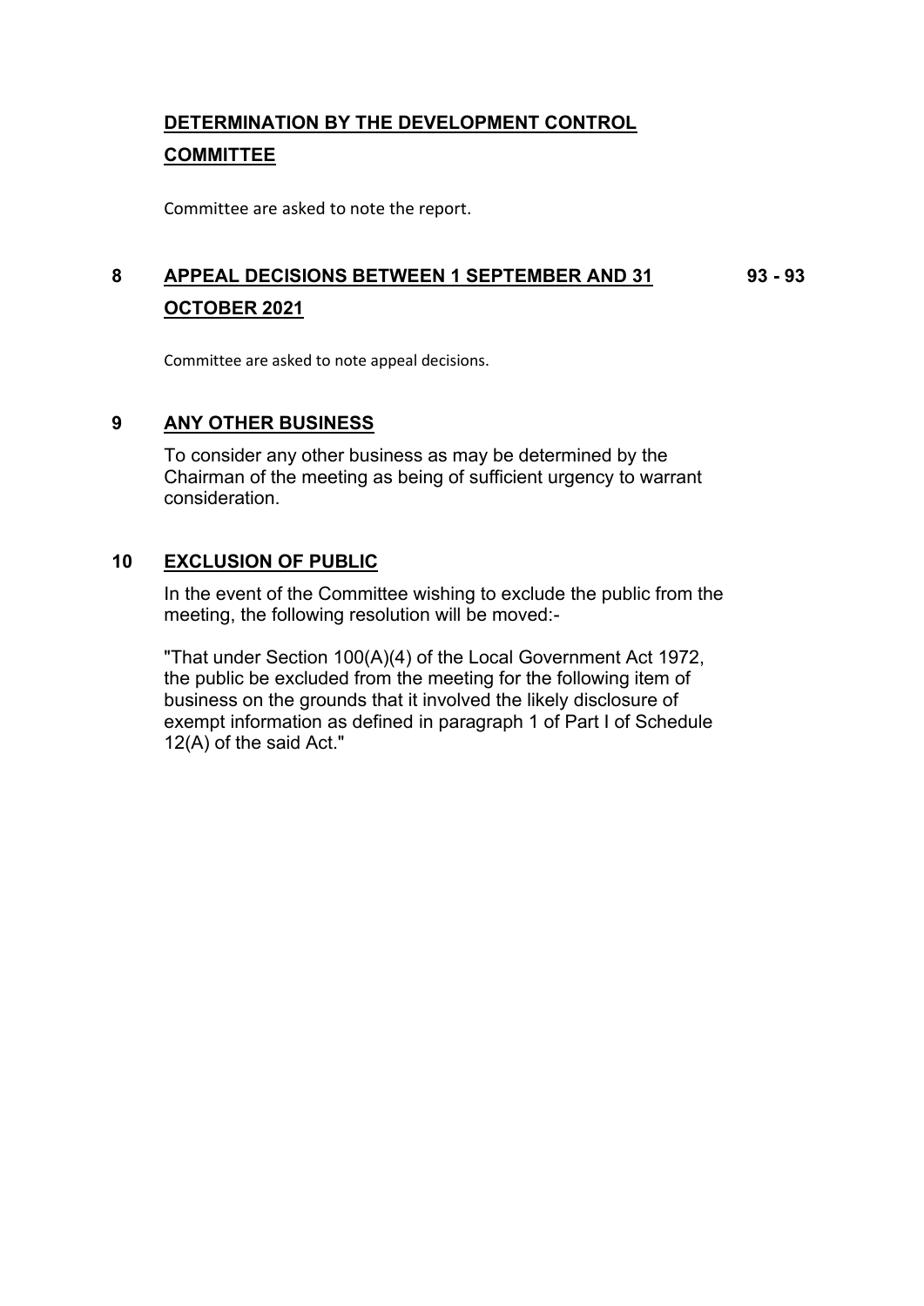## DETERMINATION BY THE DEVELOPMENT CONTROL COMMITTEE

Committee are asked to note the report.

## 8 APPEAL DECISIONS BETWEEN 1 SEPTEMBER AND 31 OCTOBER 2021 — 93 - 93

Committee are asked to note appeal decisions.

## 9 ANY OTHER BUSINESS

To consider any other business as may be determined by the Chairman of the meeting as being of sufficient urgency to warrant consideration.

## 10 EXCLUSION OF PUBLIC

In the event of the Committee wishing to exclude the public from the meeting, the following resolution will be moved:-

"That under Section 100(A)(4) of the Local Government Act 1972, the public be excluded from the meeting for the following item of business on the grounds that it involved the likely disclosure of exempt information as defined in paragraph 1 of Part I of Schedule 12(A) of the said Act."